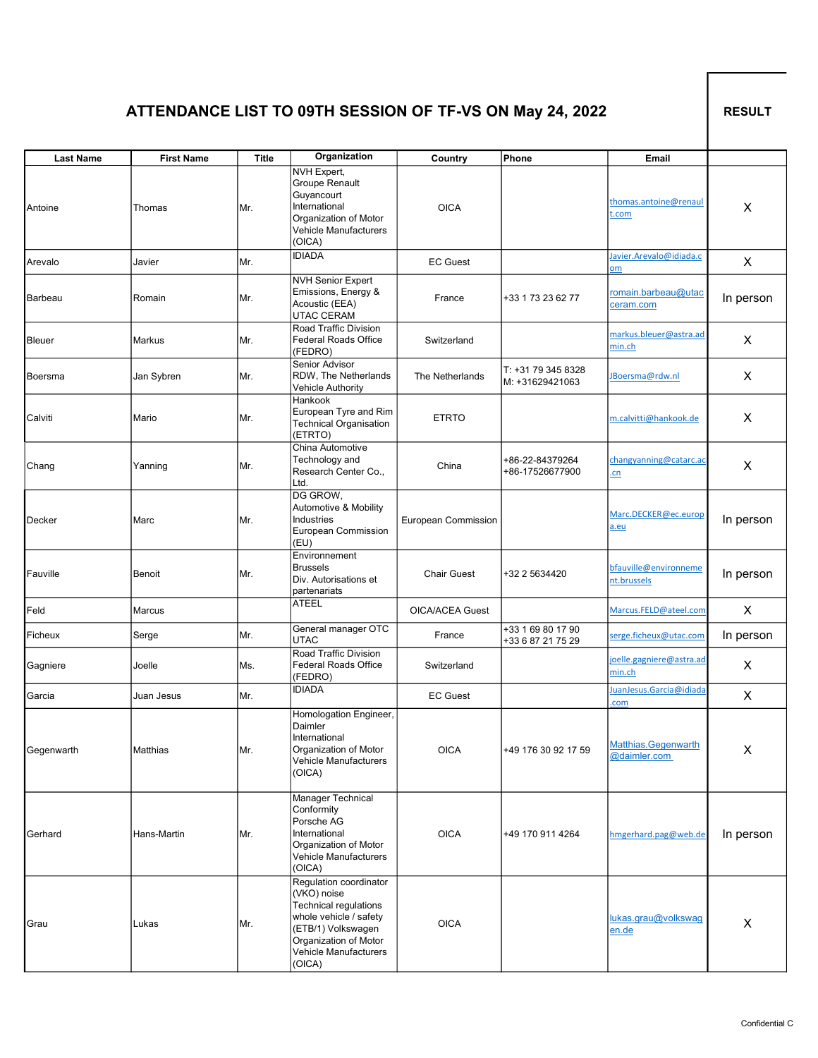# ATTENDANCE LIST TO 09TH SESSION OF TF-VS ON May 24, 2022

| Last Name | First Name | Title | Organization | Country | Phone | Email | RESULT |
|---|---|---|---|---|---|---|---|
| Antoine | Thomas | Mr. | NVH Expert, Groupe Renault Guyancourt International Organization of Motor Vehicle Manufacturers (OICA) | OICA | | thomas.antoine@renault.com | X |
| Arevalo | Javier | Mr. | IDIADA | EC Guest | | Javier.Arevalo@idiada.com | X |
| Barbeau | Romain | Mr. | NVH Senior Expert Emissions, Energy & Acoustic (EEA) UTAC CERAM | France | +33 1 73 23 62 77 | romain.barbeau@utacceram.com | In person |
| Bleuer | Markus | Mr. | Road Traffic Division Federal Roads Office (FEDRO) | Switzerland | | markus.bleuer@astra.admin.ch | X |
| Boersma | Jan Sybren | Mr. | Senior Advisor RDW, The Netherlands Vehicle Authority | The Netherlands | T: +31 79 345 8328 M: +31629421063 | JBoersma@rdw.nl | X |
| Calviti | Mario | Mr. | Hankook European Tyre and Rim Technical Organisation (ETRTO) | ETRTO | | m.calvitti@hankook.de | X |
| Chang | Yanning | Mr. | China Automotive Technology and Research Center Co., Ltd. | China | +86-22-84379264 +86-17526677900 | changyanning@catarc.ac.cn | X |
| Decker | Marc | Mr. | DG GROW, Automotive & Mobility Industries European Commission (EU) | European Commission | | Marc.DECKER@ec.europa.eu | In person |
| Fauville | Benoit | Mr. | Environnement Brussels Div. Autorisations et partenariats | Chair Guest | +32 2 5634420 | bfauville@environnement.brussels | In person |
| Feld | Marcus | | ATEEL | OICA/ACEA Guest | | Marcus.FELD@ateel.com | X |
| Ficheux | Serge | Mr. | General manager OTC UTAC | France | +33 1 69 80 17 90 +33 6 87 21 75 29 | serge.ficheux@utac.com | In person |
| Gagniere | Joelle | Ms. | Road Traffic Division Federal Roads Office (FEDRO) | Switzerland | | joelle.gagniere@astra.admin.ch | X |
| Garcia | Juan Jesus | Mr. | IDIADA | EC Guest | | JuanJesus.Garcia@idiada.com | X |
| Gegenwarth | Matthias | Mr. | Homologation Engineer, Daimler International Organization of Motor Vehicle Manufacturers (OICA) | OICA | +49 176 30 92 17 59 | Matthias.Gegenwarth@daimler.com | X |
| Gerhard | Hans-Martin | Mr. | Manager Technical Conformity Porsche AG International Organization of Motor Vehicle Manufacturers (OICA) | OICA | +49 170 911 4264 | hmgerhard.pag@web.de | In person |
| Grau | Lukas | Mr. | Regulation coordinator (VKO) noise Technical regulations whole vehicle / safety (ETB/1) Volkswagen Organization of Motor Vehicle Manufacturers (OICA) | OICA | | lukas.grau@volkswagen.de | X |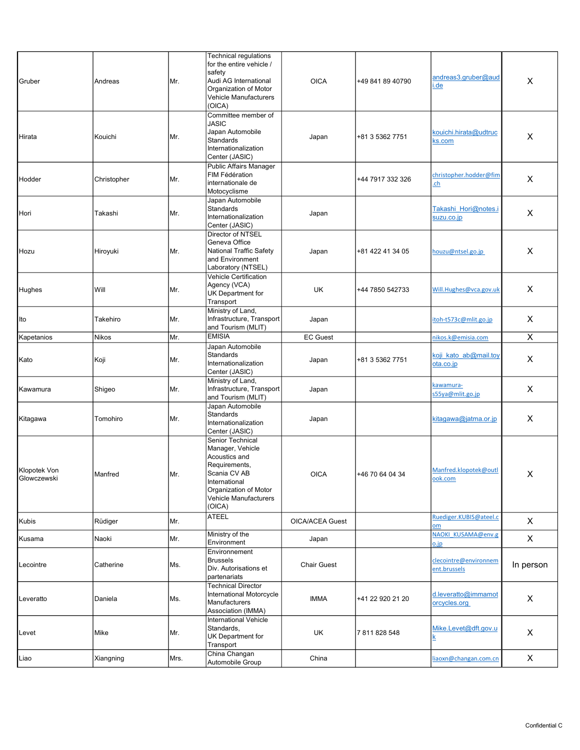| Gruber | Andreas | Mr. | Technical regulations for the entire vehicle / safety Audi AG International Organization of Motor Vehicle Manufacturers (OICA) | OICA | +49 841 89 40790 | andreas3.gruber@audi.de | X |
|---|---|---|---|---|---|---|---|
| Hirata | Kouichi | Mr. | Committee member of JASIC Japan Automobile Standards Internationalization Center (JASIC) | Japan | +81 3 5362 7751 | kouichi.hirata@udtrucks.com | X |
| Hodder | Christopher | Mr. | Public Affairs Manager FIM Fédération internationale de Motocyclisme | | +44 7917 332 326 | christopher.hodder@fim.ch | X |
| Hori | Takashi | Mr. | Japan Automobile Standards Internationalization Center (JASIC) | Japan | | Takashi_Hori@notes.isuzu.co.jp | X |
| Hozu | Hiroyuki | Mr. | Director of NTSEL Geneva Office National Traffic Safety and Environment Laboratory (NTSEL) | Japan | +81 422 41 34 05 | houzu@ntsel.go.jp | X |
| Hughes | Will | Mr. | Vehicle Certification Agency (VCA) UK Department for Transport | UK | +44 7850 542733 | Will.Hughes@vca.gov.uk | X |
| Ito | Takehiro | Mr. | Ministry of Land, Infrastructure, Transport and Tourism (MLIT) | Japan | | itoh-t573c@mlit.go.jp | X |
| Kapetanios | Nikos | Mr. | EMISIA | EC Guest | | nikos.k@emisia.com | X |
| Kato | Koji | Mr. | Japan Automobile Standards Internationalization Center (JASIC) | Japan | +81 3 5362 7751 | koji_kato_ab@mail.toyota.co.jp | X |
| Kawamura | Shigeo | Mr. | Ministry of Land, Infrastructure, Transport and Tourism (MLIT) | Japan | | kawamura-s55ya@mlit.go.jp | X |
| Kitagawa | Tomohiro | Mr. | Japan Automobile Standards Internationalization Center (JASIC) | Japan | | kitagawa@jatma.or.jp | X |
| Klopotek Von Glowczewski | Manfred | Mr. | Senior Technical Manager, Vehicle Acoustics and Requirements, Scania CV AB International Organization of Motor Vehicle Manufacturers (OICA) | OICA | +46 70 64 04 34 | Manfred.klopotek@outlook.com | X |
| Kubis | Rüdiger | Mr. | ATEEL | OICA/ACEA Guest | | Ruediger.KUBIS@ateel.com | X |
| Kusama | Naoki | Mr. | Ministry of the Environment | Japan | | NAOKI_KUSAMA@env.go.jp | X |
| Lecointre | Catherine | Ms. | Environnement Brussels Div. Autorisations et partenariats | Chair Guest | | clecointre@environnement.brussels | In person |
| Leveratto | Daniela | Ms. | Technical Director International Motorcycle Manufacturers Association (IMMA) | IMMA | +41 22 920 21 20 | d.leveratto@immamotorcycles.org | X |
| Levet | Mike | Mr. | International Vehicle Standards, UK Department for Transport | UK | 7 811 828 548 | Mike.Levet@dft.gov.uk | X |
| Liao | Xiangning | Mrs. | China Changan Automobile Group | China | | liaoxn@changan.com.cn | X |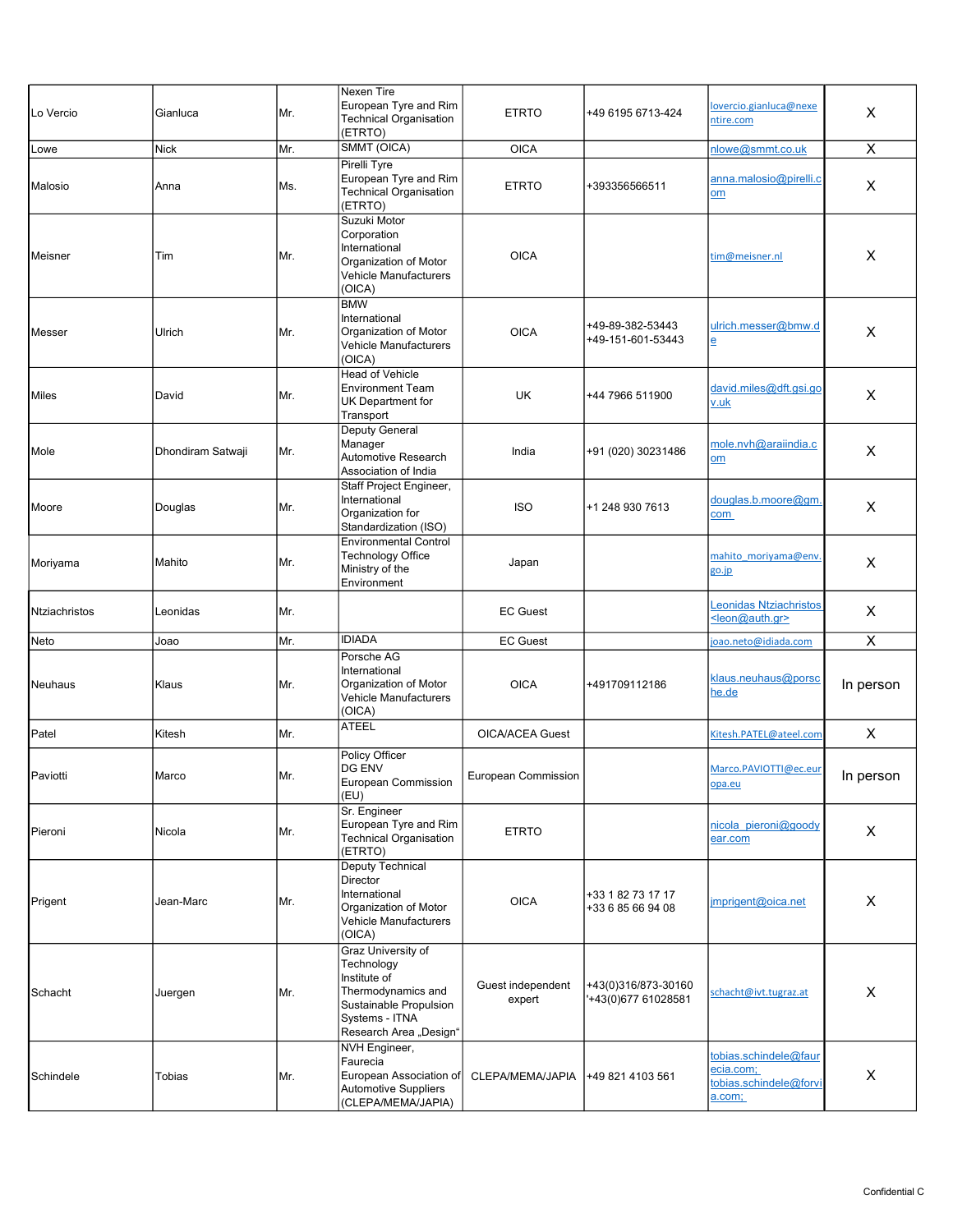| | | | | | | | |
|---|---|---|---|---|---|---|---|
| Lo Vercio | Gianluca | Mr. | Nexen Tire European Tyre and Rim Technical Organisation (ETRTO) | ETRTO | +49 6195 6713-424 | lovercio.gianluca@nexentire.com | X |
| Lowe | Nick | Mr. | SMMT (OICA) | OICA | | nlowe@smmt.co.uk | X |
| Malosio | Anna | Ms. | Pirelli Tyre European Tyre and Rim Technical Organisation (ETRTO) | ETRTO | +393356566511 | anna.malosio@pirelli.com | X |
| Meisner | Tim | Mr. | Suzuki Motor Corporation International Organization of Motor Vehicle Manufacturers (OICA) | OICA | | tim@meisner.nl | X |
| Messer | Ulrich | Mr. | BMW International Organization of Motor Vehicle Manufacturers (OICA) | OICA | +49-89-382-53443 +49-151-601-53443 | ulrich.messer@bmw.de | X |
| Miles | David | Mr. | Head of Vehicle Environment Team UK Department for Transport | UK | +44 7966 511900 | david.miles@dft.gsi.gov.uk | X |
| Mole | Dhondiram Satwaji | Mr. | Deputy General Manager Automotive Research Association of India | India | +91 (020) 30231486 | mole.nvh@araiindia.com | X |
| Moore | Douglas | Mr. | Staff Project Engineer, International Organization for Standardization (ISO) | ISO | +1 248 930 7613 | douglas.b.moore@gm.com | X |
| Moriyama | Mahito | Mr. | Environmental Control Technology Office Ministry of the Environment | Japan | | mahito_moriyama@env.go.jp | X |
| Ntziachristos | Leonidas | Mr. | | EC Guest | | Leonidas Ntziachristos <leon@auth.gr> | X |
| Neto | Joao | Mr. | IDIADA | EC Guest | | joao.neto@idiada.com | X |
| Neuhaus | Klaus | Mr. | Porsche AG International Organization of Motor Vehicle Manufacturers (OICA) | OICA | +491709112186 | klaus.neuhaus@porsche.de | In person |
| Patel | Kitesh | Mr. | ATEEL | OICA/ACEA Guest | | Kitesh.PATEL@ateel.com | X |
| Paviotti | Marco | Mr. | Policy Officer DG ENV European Commission (EU) | European Commission | | Marco.PAVIOTTI@ec.europa.eu | In person |
| Pieroni | Nicola | Mr. | Sr. Engineer European Tyre and Rim Technical Organisation (ETRTO) | ETRTO | | nicola_pieroni@goodyear.com | X |
| Prigent | Jean-Marc | Mr. | Deputy Technical Director International Organization of Motor Vehicle Manufacturers (OICA) | OICA | +33 1 82 73 17 17 +33 6 85 66 94 08 | jmprigent@oica.net | X |
| Schacht | Juergen | Mr. | Graz University of Technology Institute of Thermodynamics and Sustainable Propulsion Systems - ITNA Research Area „Design" | Guest independent expert | +43(0)316/873-30160 '+43(0)677 61028581 | schacht@ivt.tugraz.at | X |
| Schindele | Tobias | Mr. | NVH Engineer, Faurecia European Association of Automotive Suppliers (CLEPA/MEMA/JAPIA) | CLEPA/MEMA/JAPIA | +49 821 4103 561 | tobias.schindele@faurecia.com; tobias.schindele@forvia.com; | X |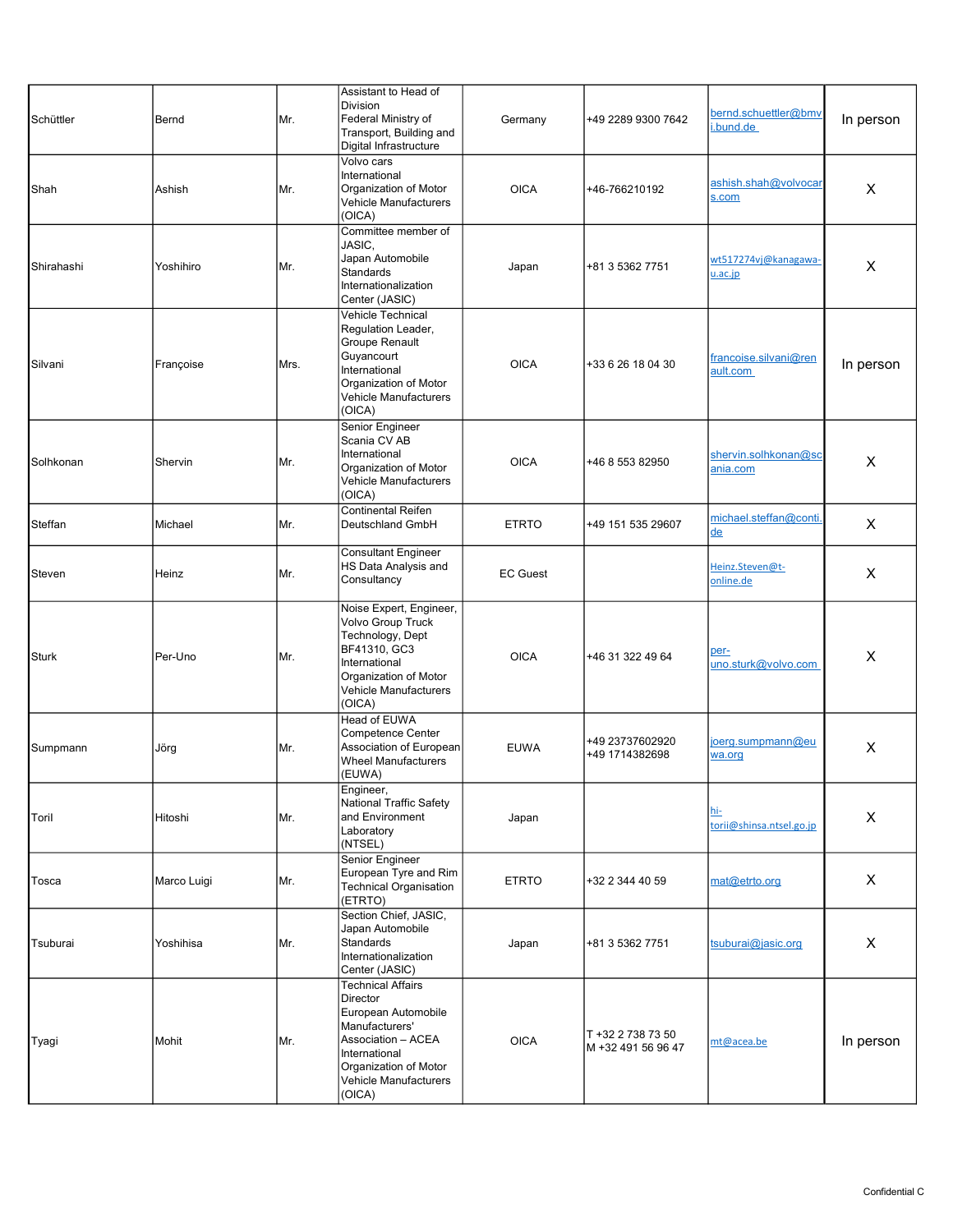| | | | | | | | |
|---|---|---|---|---|---|---|---|
| Schüttler | Bernd | Mr. | Assistant to Head of Division Federal Ministry of Transport, Building and Digital Infrastructure | Germany | +49 2289 9300 7642 | bernd.schuettler@bmvi.bund.de | In person |
| Shah | Ashish | Mr. | Volvo cars International Organization of Motor Vehicle Manufacturers (OICA) | OICA | +46-766210192 | ashish.shah@volvocars.com | X |
| Shirahashi | Yoshihiro | Mr. | Committee member of JASIC, Japan Automobile Standards Internationalization Center (JASIC) | Japan | +81 3 5362 7751 | wt517274vj@kanagawa-u.ac.jp | X |
| Silvani | Françoise | Mrs. | Vehicle Technical Regulation Leader, Groupe Renault Guyancourt International Organization of Motor Vehicle Manufacturers (OICA) | OICA | +33 6 26 18 04 30 | francoise.silvani@renault.com | In person |
| Solhkonan | Shervin | Mr. | Senior Engineer Scania CV AB International Organization of Motor Vehicle Manufacturers (OICA) | OICA | +46 8 553 82950 | shervin.solhkonan@scania.com | X |
| Steffan | Michael | Mr. | Continental Reifen Deutschland GmbH | ETRTO | +49 151 535 29607 | michael.steffan@conti.de | X |
| Steven | Heinz | Mr. | Consultant Engineer HS Data Analysis and Consultancy | EC Guest | | Heinz.Steven@t-online.de | X |
| Sturk | Per-Uno | Mr. | Noise Expert, Engineer, Volvo Group Truck Technology, Dept BF41310, GC3 International Organization of Motor Vehicle Manufacturers (OICA) | OICA | +46 31 322 49 64 | per-uno.sturk@volvo.com | X |
| Sumpmann | Jörg | Mr. | Head of EUWA Competence Center Association of European Wheel Manufacturers (EUWA) | EUWA | +49 23737602920<br>+49 1714382698 | joerg.sumpmann@euwa.org | X |
| Toril | Hitoshi | Mr. | Engineer, National Traffic Safety and Environment Laboratory (NTSEL) | Japan | | hi-torii@shinsa.ntsel.go.jp | X |
| Tosca | Marco Luigi | Mr. | Senior Engineer European Tyre and Rim Technical Organisation (ETRTO) | ETRTO | +32 2 344 40 59 | mat@etrto.org | X |
| Tsuburai | Yoshihisa | Mr. | Section Chief, JASIC, Japan Automobile Standards Internationalization Center (JASIC) | Japan | +81 3 5362 7751 | tsuburai@jasic.org | X |
| Tyagi | Mohit | Mr. | Technical Affairs Director European Automobile Manufacturers' Association – ACEA International Organization of Motor Vehicle Manufacturers (OICA) | OICA | T +32 2 738 73 50<br>M +32 491 56 96 47 | mt@acea.be | In person |

Confidential C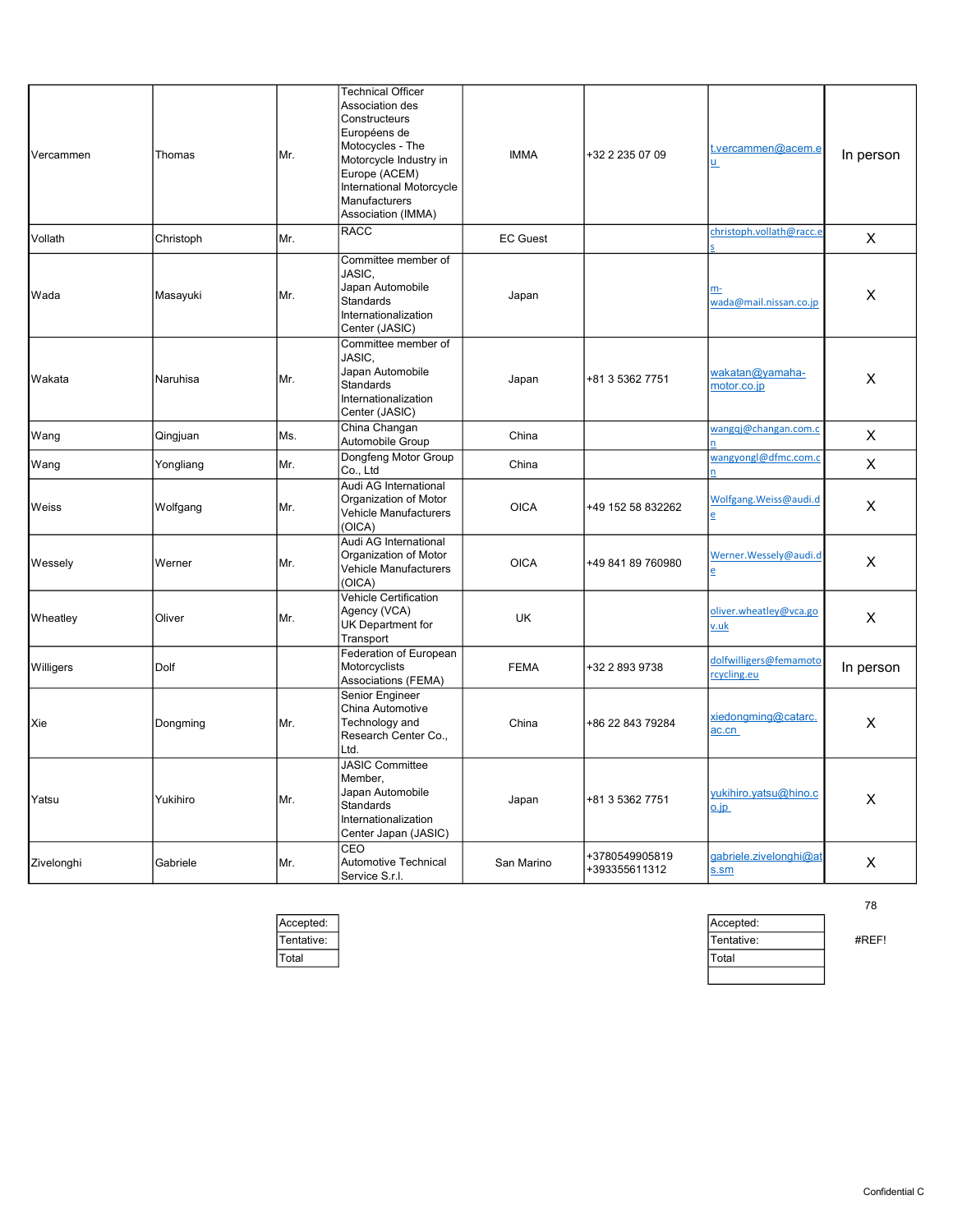| | | | | | | | |
|---|---|---|---|---|---|---|---|
| Vercammen | Thomas | Mr. | Technical Officer Association des Constructeurs Européens de Motocycles - The Motorcycle Industry in Europe (ACEM) International Motorcycle Manufacturers Association (IMMA) | IMMA | +32 2 235 07 09 | t.vercammen@acem.eu | In person |
| Vollath | Christoph | Mr. | RACC | EC Guest | | christoph.vollath@racc.es | X |
| Wada | Masayuki | Mr. | Committee member of JASIC, Japan Automobile Standards Internationalization Center (JASIC) | Japan | | m-wada@mail.nissan.co.jp | X |
| Wakata | Naruhisa | Mr. | Committee member of JASIC, Japan Automobile Standards Internationalization Center (JASIC) | Japan | +81 3 5362 7751 | wakatan@yamaha-motor.co.jp | X |
| Wang | Qingjuan | Ms. | China Changan Automobile Group | China | | wangqj@changan.com.cn | X |
| Wang | Yongliang | Mr. | Dongfeng Motor Group Co., Ltd | China | | wangyongl@dfmc.com.cn | X |
| Weiss | Wolfgang | Mr. | Audi AG International Organization of Motor Vehicle Manufacturers (OICA) | OICA | +49 152 58 832262 | Wolfgang.Weiss@audi.de | X |
| Wessely | Werner | Mr. | Audi AG International Organization of Motor Vehicle Manufacturers (OICA) | OICA | +49 841 89 760980 | Werner.Wessely@audi.de | X |
| Wheatley | Oliver | Mr. | Vehicle Certification Agency (VCA) UK Department for Transport | UK | | oliver.wheatley@vca.gov.uk | X |
| Willigers | Dolf | | Federation of European Motorcyclists Associations (FEMA) | FEMA | +32 2 893 9738 | dolfwilligers@femamotorcycling.eu | In person |
| Xie | Dongming | Mr. | Senior Engineer China Automotive Technology and Research Center Co., Ltd. | China | +86 22 843 79284 | xiedongming@catarc.ac.cn | X |
| Yatsu | Yukihiro | Mr. | JASIC Committee Member, Japan Automobile Standards Internationalization Center Japan (JASIC) | Japan | +81 3 5362 7751 | yukihiro.yatsu@hino.co.jp | X |
| Zivelonghi | Gabriele | Mr. | CEO Automotive Technical Service S.r.l. | San Marino | +3780549905819 +393355611312 | gabriele.zivelonghi@ats.sm | X |

78

| | |
|---|---|
| Accepted: | |
| Tentative: | |
| Total | |

| | |
|---|---|
| Accepted: | |
| Tentative: | #REF! |
| Total | |
| | |

Confidential C